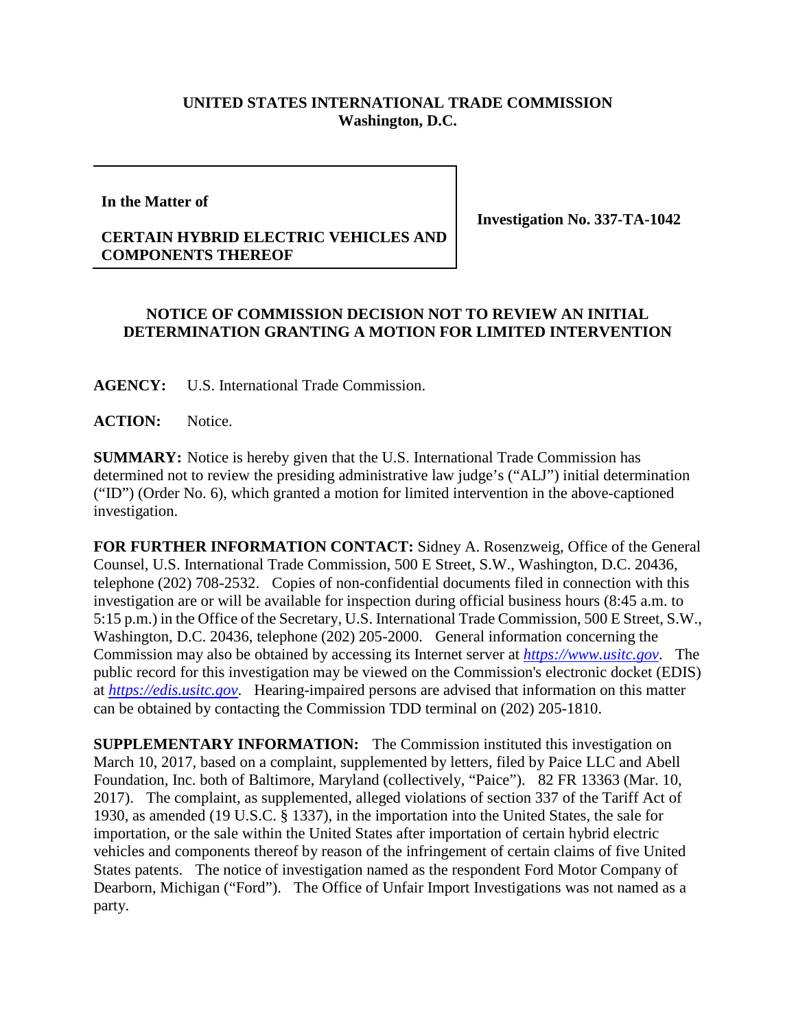**UNITED STATES INTERNATIONAL TRADE COMMISSION**
**Washington, D.C.**

| | |
|---|---|
| **In the Matter of**<br><br>**CERTAIN HYBRID ELECTRIC VEHICLES AND COMPONENTS THEREOF** | **Investigation No. 337-TA-1042** |

**NOTICE OF COMMISSION DECISION NOT TO REVIEW AN INITIAL DETERMINATION GRANTING A MOTION FOR LIMITED INTERVENTION**

**AGENCY:** U.S. International Trade Commission.

**ACTION:** Notice.

**SUMMARY:** Notice is hereby given that the U.S. International Trade Commission has determined not to review the presiding administrative law judge's ("ALJ") initial determination ("ID") (Order No. 6), which granted a motion for limited intervention in the above-captioned investigation.

**FOR FURTHER INFORMATION CONTACT:** Sidney A. Rosenzweig, Office of the General Counsel, U.S. International Trade Commission, 500 E Street, S.W., Washington, D.C. 20436, telephone (202) 708-2532. Copies of non-confidential documents filed in connection with this investigation are or will be available for inspection during official business hours (8:45 a.m. to 5:15 p.m.) in the Office of the Secretary, U.S. International Trade Commission, 500 E Street, S.W., Washington, D.C. 20436, telephone (202) 205-2000. General information concerning the Commission may also be obtained by accessing its Internet server at *https://www.usitc.gov*. The public record for this investigation may be viewed on the Commission's electronic docket (EDIS) at *https://edis.usitc.gov*. Hearing-impaired persons are advised that information on this matter can be obtained by contacting the Commission TDD terminal on (202) 205-1810.

**SUPPLEMENTARY INFORMATION:** The Commission instituted this investigation on March 10, 2017, based on a complaint, supplemented by letters, filed by Paice LLC and Abell Foundation, Inc. both of Baltimore, Maryland (collectively, "Paice"). 82 FR 13363 (Mar. 10, 2017). The complaint, as supplemented, alleged violations of section 337 of the Tariff Act of 1930, as amended (19 U.S.C. § 1337), in the importation into the United States, the sale for importation, or the sale within the United States after importation of certain hybrid electric vehicles and components thereof by reason of the infringement of certain claims of five United States patents. The notice of investigation named as the respondent Ford Motor Company of Dearborn, Michigan ("Ford"). The Office of Unfair Import Investigations was not named as a party.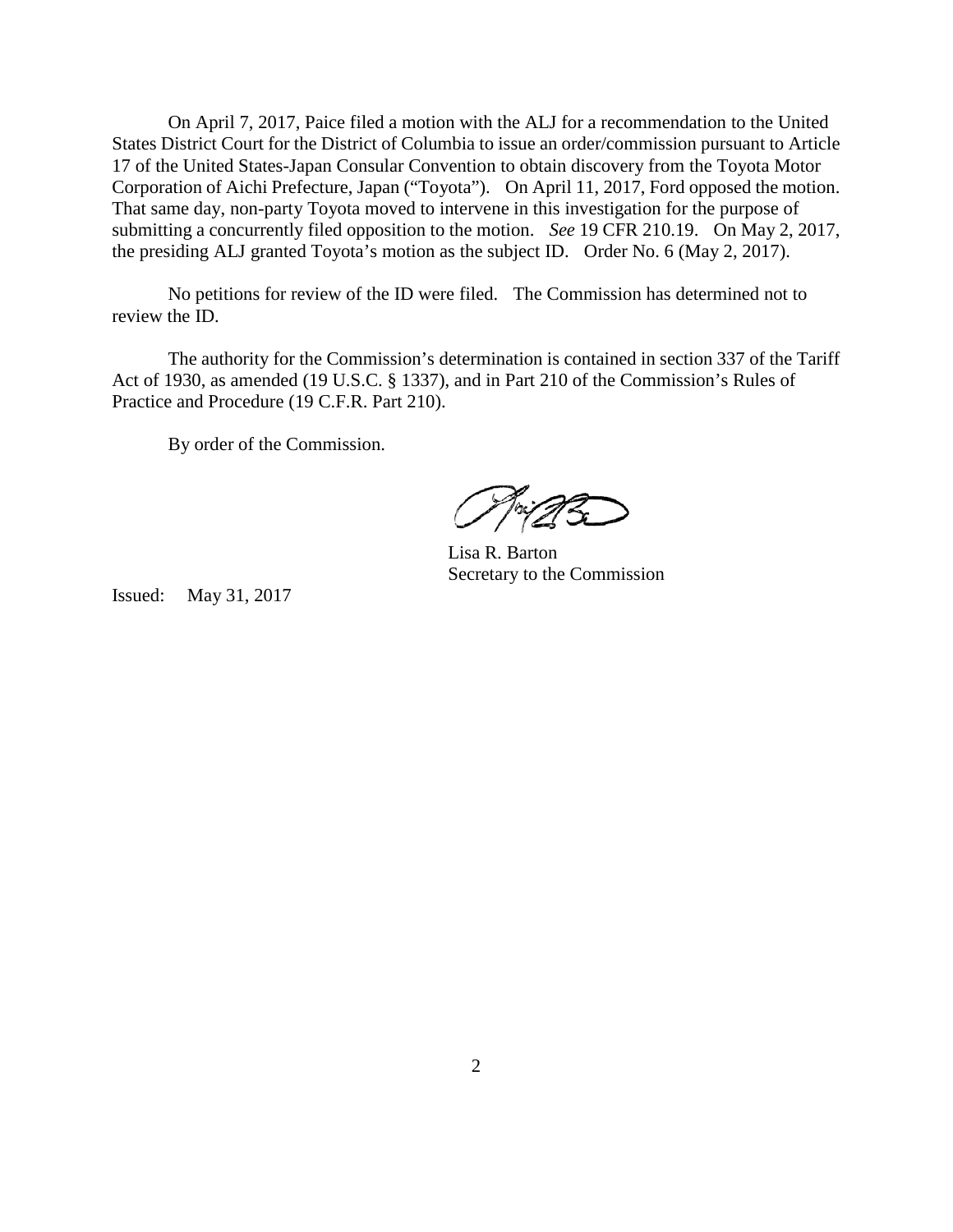On April 7, 2017, Paice filed a motion with the ALJ for a recommendation to the United States District Court for the District of Columbia to issue an order/commission pursuant to Article 17 of the United States-Japan Consular Convention to obtain discovery from the Toyota Motor Corporation of Aichi Prefecture, Japan ("Toyota"). On April 11, 2017, Ford opposed the motion. That same day, non-party Toyota moved to intervene in this investigation for the purpose of submitting a concurrently filed opposition to the motion. *See* 19 CFR 210.19. On May 2, 2017, the presiding ALJ granted Toyota's motion as the subject ID. Order No. 6 (May 2, 2017).

No petitions for review of the ID were filed. The Commission has determined not to review the ID.

The authority for the Commission's determination is contained in section 337 of the Tariff Act of 1930, as amended (19 U.S.C. § 1337), and in Part 210 of the Commission's Rules of Practice and Procedure (19 C.F.R. Part 210).

By order of the Commission.

Lisa R. Barton
Secretary to the Commission

Issued: May 31, 2017